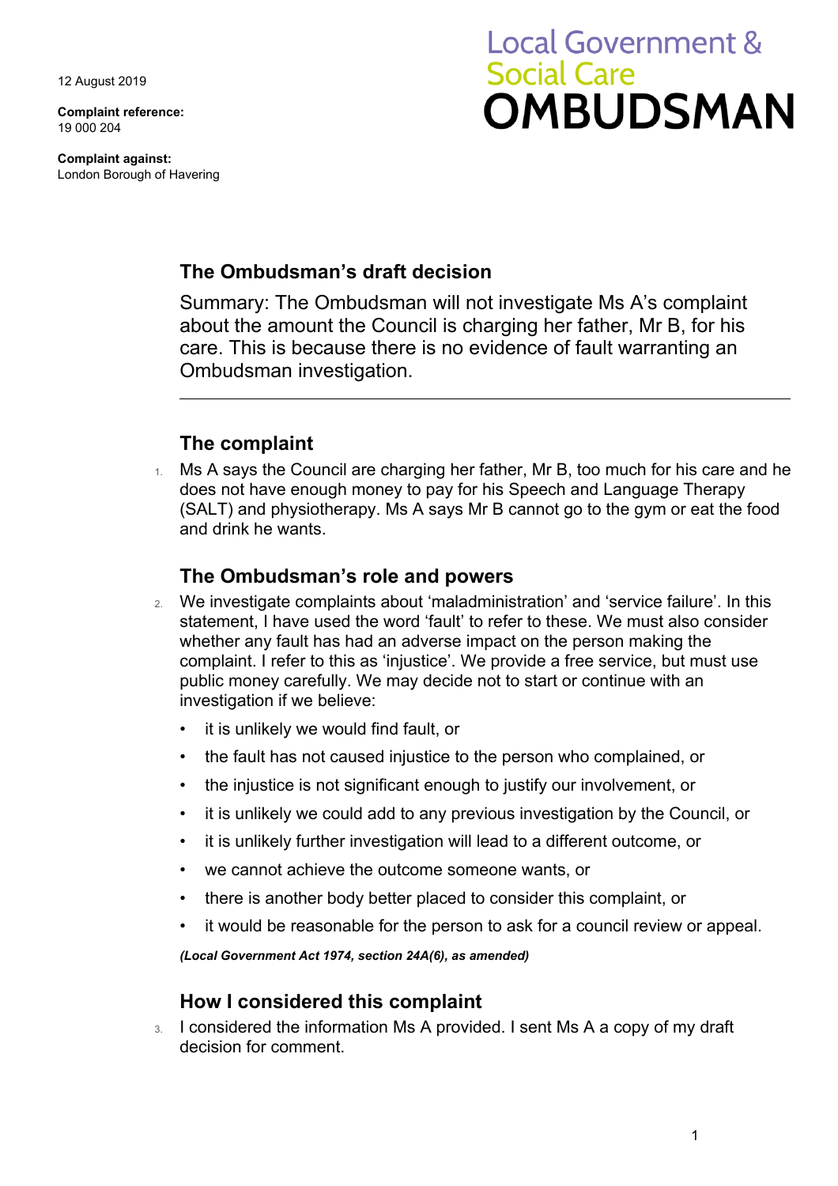12 August 2019

**Complaint reference:**
19 000 204

**Complaint against:**
London Borough of Havering

Local Government & Social Care
OMBUDSMAN

## The Ombudsman's draft decision

Summary: The Ombudsman will not investigate Ms A's complaint about the amount the Council is charging her father, Mr B, for his care. This is because there is no evidence of fault warranting an Ombudsman investigation.

---

## The complaint

1. Ms A says the Council are charging her father, Mr B, too much for his care and he does not have enough money to pay for his Speech and Language Therapy (SALT) and physiotherapy. Ms A says Mr B cannot go to the gym or eat the food and drink he wants.

## The Ombudsman's role and powers

2. We investigate complaints about 'maladministration' and 'service failure'. In this statement, I have used the word 'fault' to refer to these. We must also consider whether any fault has had an adverse impact on the person making the complaint. I refer to this as 'injustice'. We provide a free service, but must use public money carefully. We may decide not to start or continue with an investigation if we believe:
   - it is unlikely we would find fault, or
   - the fault has not caused injustice to the person who complained, or
   - the injustice is not significant enough to justify our involvement, or
   - it is unlikely we could add to any previous investigation by the Council, or
   - it is unlikely further investigation will lead to a different outcome, or
   - we cannot achieve the outcome someone wants, or
   - there is another body better placed to consider this complaint, or
   - it would be reasonable for the person to ask for a council review or appeal.

   ***(Local Government Act 1974, section 24A(6), as amended)***

## How I considered this complaint

3. I considered the information Ms A provided. I sent Ms A a copy of my draft decision for comment.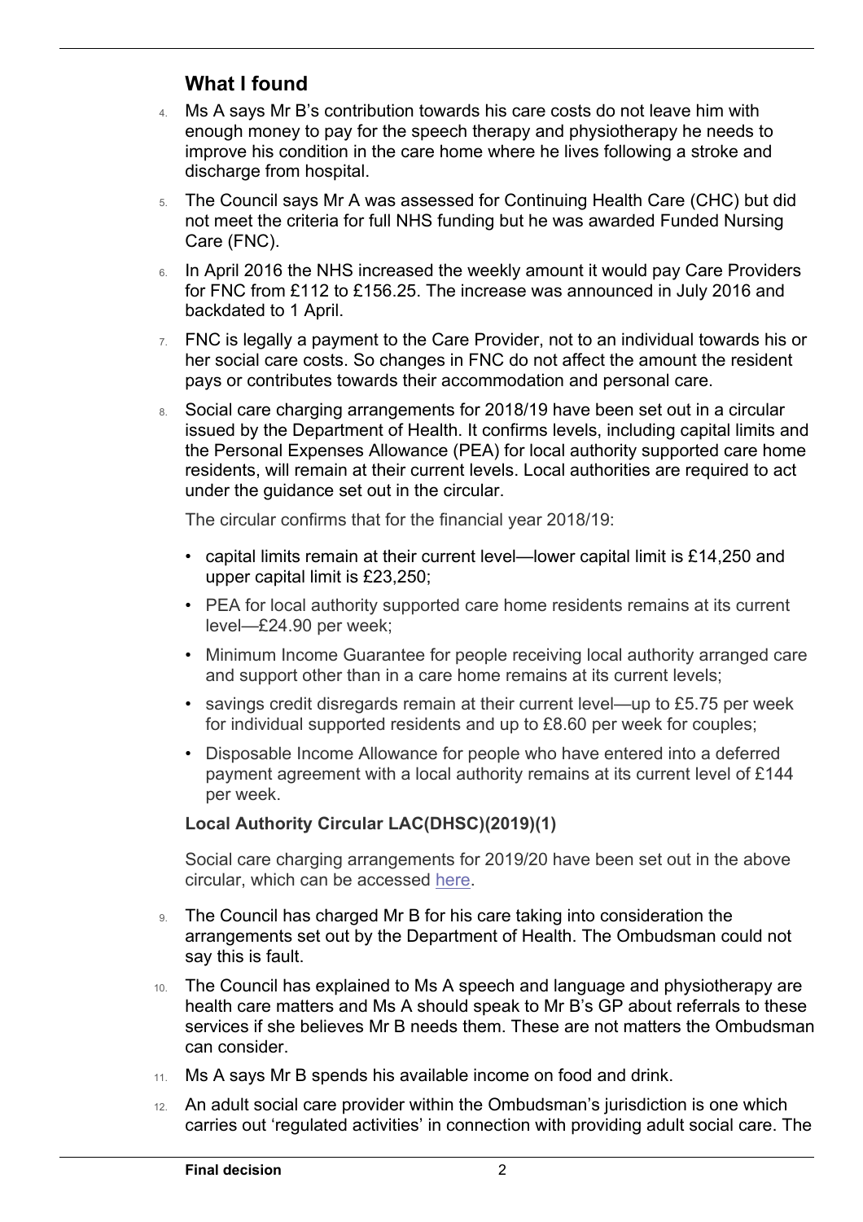## What I found

4. Ms A says Mr B's contribution towards his care costs do not leave him with enough money to pay for the speech therapy and physiotherapy he needs to improve his condition in the care home where he lives following a stroke and discharge from hospital.

5. The Council says Mr A was assessed for Continuing Health Care (CHC) but did not meet the criteria for full NHS funding but he was awarded Funded Nursing Care (FNC).

6. In April 2016 the NHS increased the weekly amount it would pay Care Providers for FNC from £112 to £156.25. The increase was announced in July 2016 and backdated to 1 April.

7. FNC is legally a payment to the Care Provider, not to an individual towards his or her social care costs. So changes in FNC do not affect the amount the resident pays or contributes towards their accommodation and personal care.

8. Social care charging arrangements for 2018/19 have been set out in a circular issued by the Department of Health. It confirms levels, including capital limits and the Personal Expenses Allowance (PEA) for local authority supported care home residents, will remain at their current levels. Local authorities are required to act under the guidance set out in the circular.

   The circular confirms that for the financial year 2018/19:

   - capital limits remain at their current level—lower capital limit is £14,250 and upper capital limit is £23,250;
   - PEA for local authority supported care home residents remains at its current level—£24.90 per week;
   - Minimum Income Guarantee for people receiving local authority arranged care and support other than in a care home remains at its current levels;
   - savings credit disregards remain at their current level—up to £5.75 per week for individual supported residents and up to £8.60 per week for couples;
   - Disposable Income Allowance for people who have entered into a deferred payment agreement with a local authority remains at its current level of £144 per week.

   **Local Authority Circular LAC(DHSC)(2019)(1)**

   Social care charging arrangements for 2019/20 have been set out in the above circular, which can be accessed here.

9. The Council has charged Mr B for his care taking into consideration the arrangements set out by the Department of Health. The Ombudsman could not say this is fault.

10. The Council has explained to Ms A speech and language and physiotherapy are health care matters and Ms A should speak to Mr B's GP about referrals to these services if she believes Mr B needs them. These are not matters the Ombudsman can consider.

11. Ms A says Mr B spends his available income on food and drink.

12. An adult social care provider within the Ombudsman's jurisdiction is one which carries out 'regulated activities' in connection with providing adult social care. The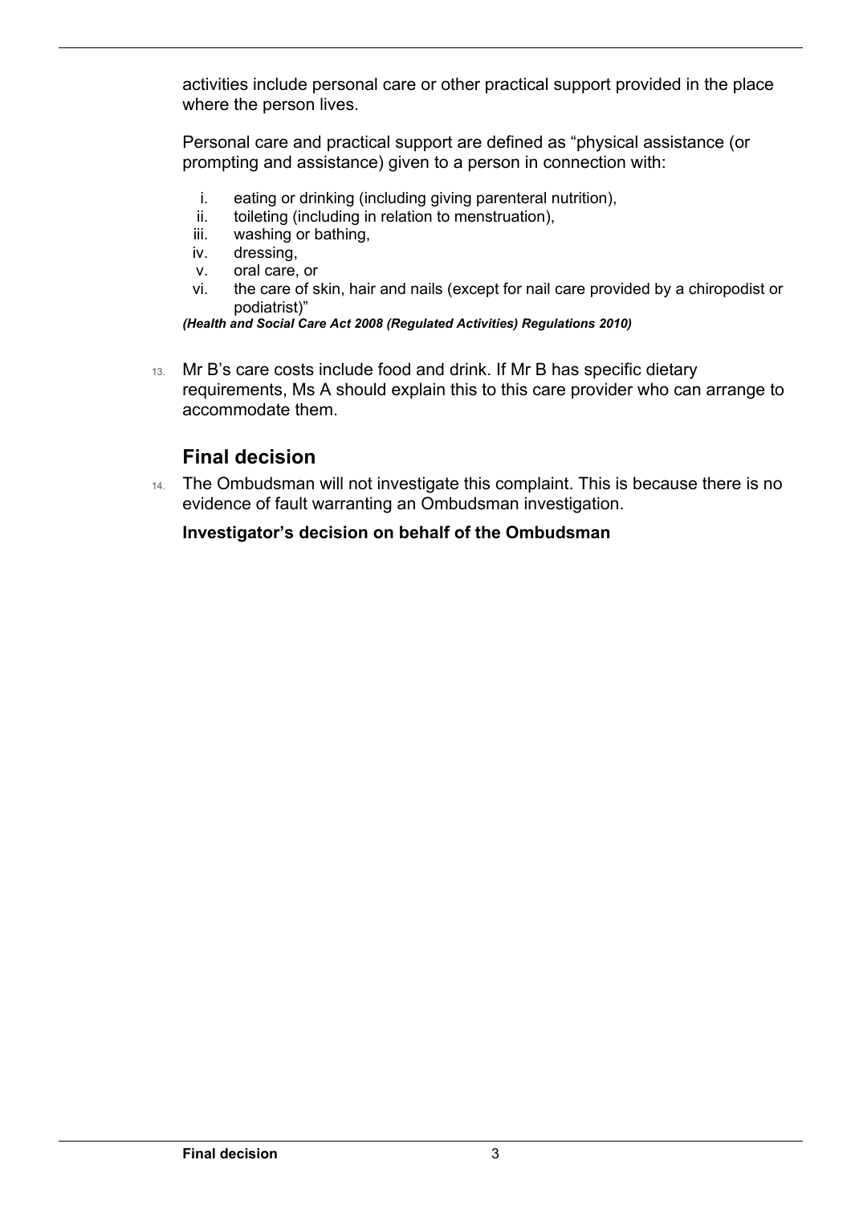activities include personal care or other practical support provided in the place where the person lives.

Personal care and practical support are defined as "physical assistance (or prompting and assistance) given to a person in connection with:

i. eating or drinking (including giving parenteral nutrition),
ii. toileting (including in relation to menstruation),
iii. washing or bathing,
iv. dressing,
v. oral care, or
vi. the care of skin, hair and nails (except for nail care provided by a chiropodist or podiatrist)"

***(Health and Social Care Act 2008 (Regulated Activities) Regulations 2010)***

13. Mr B's care costs include food and drink. If Mr B has specific dietary requirements, Ms A should explain this to this care provider who can arrange to accommodate them.

## Final decision

14. The Ombudsman will not investigate this complaint. This is because there is no evidence of fault warranting an Ombudsman investigation.

**Investigator's decision on behalf of the Ombudsman**